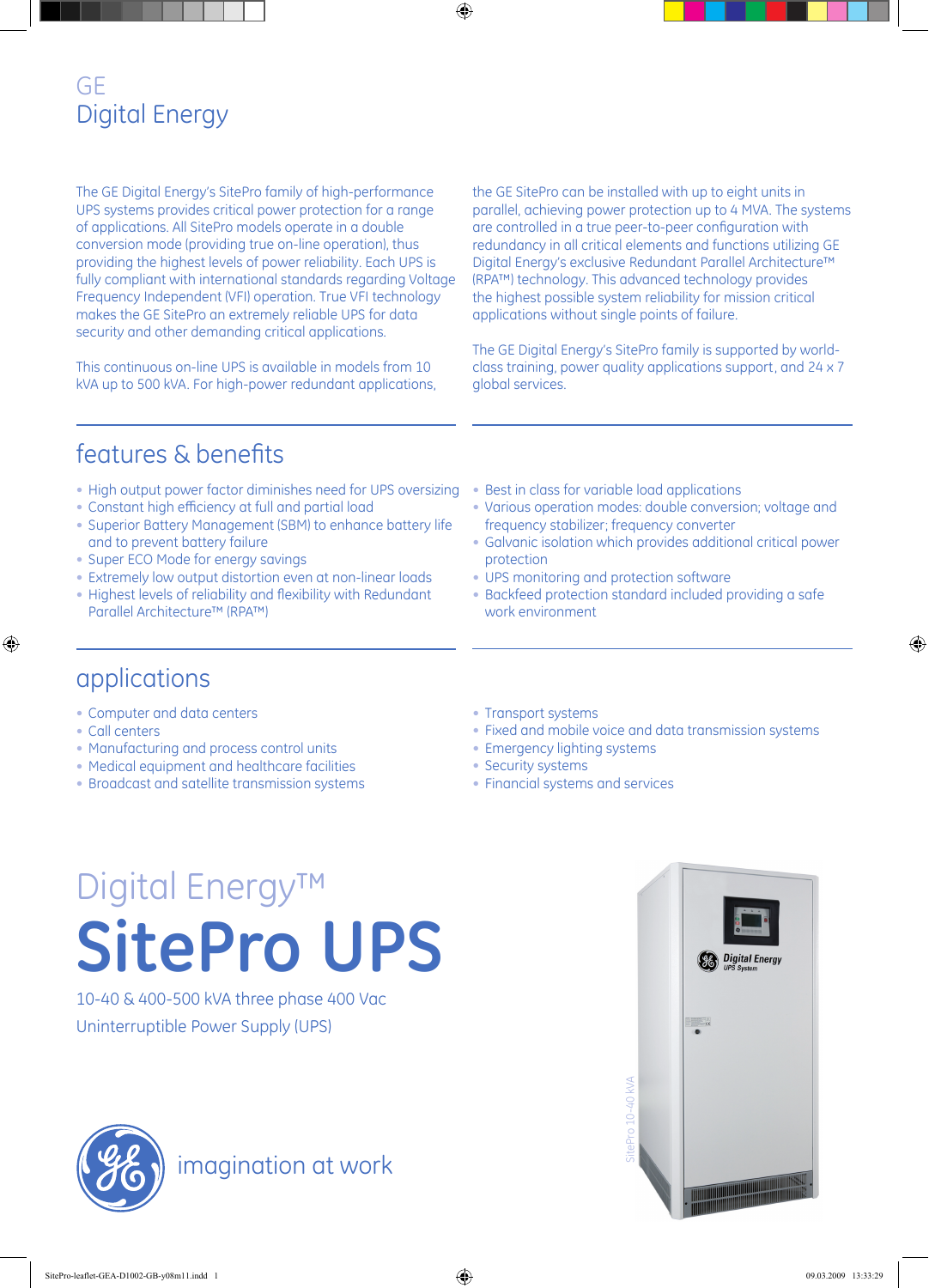# GE
# Digital Energy

The GE Digital Energy's SitePro family of high-performance UPS systems provides critical power protection for a range of applications. All SitePro models operate in a double conversion mode (providing true on-line operation), thus providing the highest levels of power reliability. Each UPS is fully compliant with international standards regarding Voltage Frequency Independent (VFI) operation. True VFI technology makes the GE SitePro an extremely reliable UPS for data security and other demanding critical applications.

This continuous on-line UPS is available in models from 10 kVA up to 500 kVA. For high-power redundant applications, the GE SitePro can be installed with up to eight units in parallel, achieving power protection up to 4 MVA. The systems are controlled in a true peer-to-peer configuration with redundancy in all critical elements and functions utilizing GE Digital Energy's exclusive Redundant Parallel Architecture™ (RPA™) technology. This advanced technology provides the highest possible system reliability for mission critical applications without single points of failure.

The GE Digital Energy's SitePro family is supported by world-class training, power quality applications support, and 24 x 7 global services.

## features & benefits

- High output power factor diminishes need for UPS oversizing
- Constant high efficiency at full and partial load
- Superior Battery Management (SBM) to enhance battery life and to prevent battery failure
- Super ECO Mode for energy savings
- Extremely low output distortion even at non-linear loads
- Highest levels of reliability and flexibility with Redundant Parallel Architecture™ (RPA™)
- Best in class for variable load applications
- Various operation modes: double conversion; voltage and frequency stabilizer; frequency converter
- Galvanic isolation which provides additional critical power protection
- UPS monitoring and protection software
- Backfeed protection standard included providing a safe work environment

## applications

- Computer and data centers
- Call centers
- Manufacturing and process control units
- Medical equipment and healthcare facilities
- Broadcast and satellite transmission systems
- Transport systems
- Fixed and mobile voice and data transmission systems
- Emergency lighting systems
- Security systems
- Financial systems and services

Digital Energy™

# SitePro UPS

10-40 & 400-500 kVA three phase 400 Vac

Uninterruptible Power Supply (UPS)

SitePro 10-40 kVA

imagination at work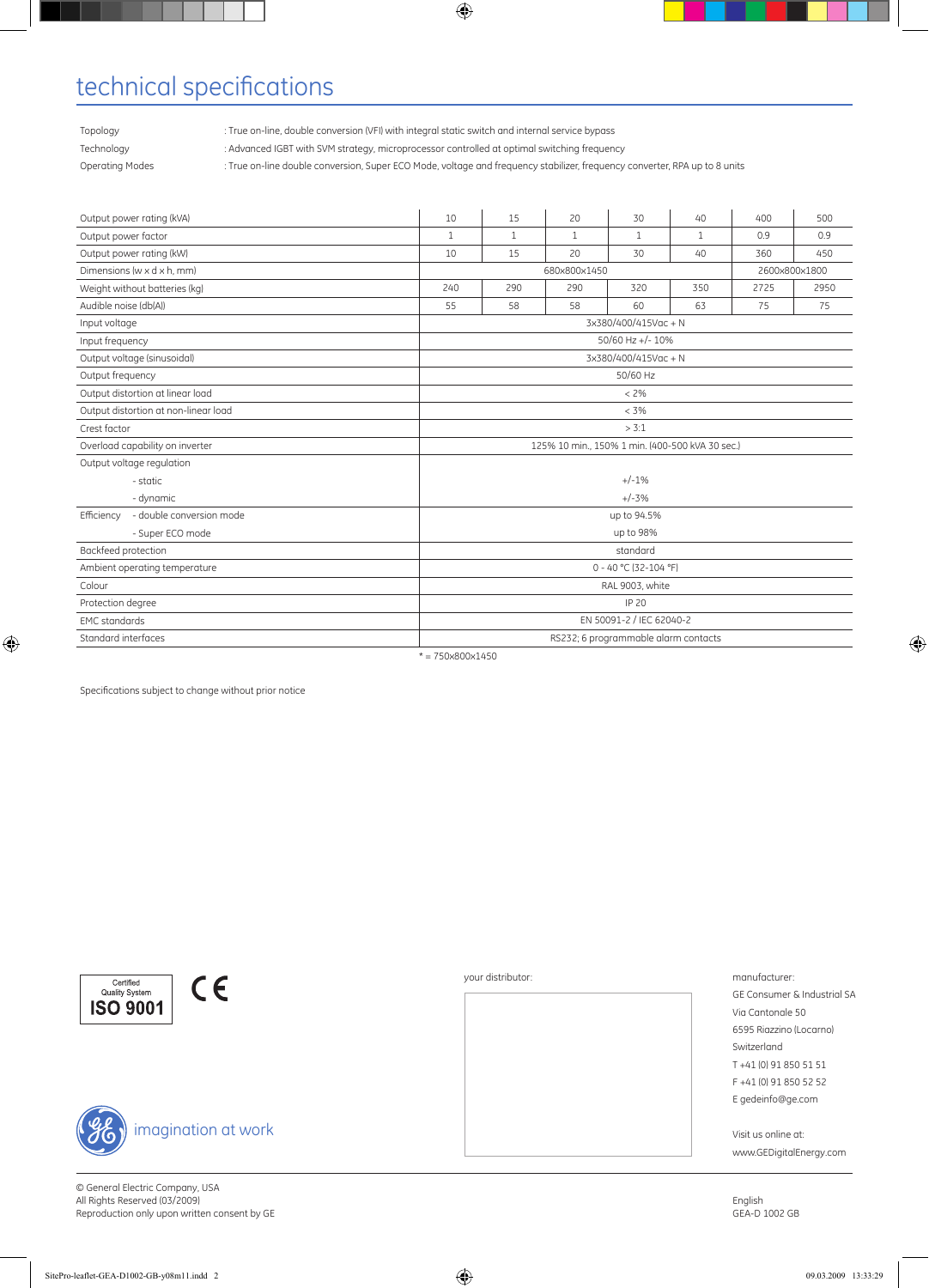# technical specifications

| | |
|---|---|
| Topology | : True on-line, double conversion (VFI) with integral static switch and internal service bypass |
| Technology | : Advanced IGBT with SVM strategy, microprocessor controlled at optimal switching frequency |
| Operating Modes | : True on-line double conversion, Super ECO Mode, voltage and frequency stabilizer, frequency converter, RPA up to 8 units |

| | | | | | | | |
|---|---|---|---|---|---|---|---|
| Output power rating (kVA) | 10 | 15 | 20 | 30 | 40 | 400 | 500 |
| Output power factor | 1 | 1 | 1 | 1 | 1 | 0.9 | 0.9 |
| Output power rating (kW) | 10 | 15 | 20 | 30 | 40 | 360 | 450 |
| Dimensions (w x d x h, mm) | 680x800x1450 | | | | | 2600x800x1800 | |
| Weight without batteries (kg) | 240 | 290 | 290 | 320 | 350 | 2725 | 2950 |
| Audible noise (db(A)) | 55 | 58 | 58 | 60 | 63 | 75 | 75 |
| Input voltage | 3x380/400/415Vac + N | | | | | | |
| Input frequency | 50/60 Hz +/- 10% | | | | | | |
| Output voltage (sinusoidal) | 3x380/400/415Vac + N | | | | | | |
| Output frequency | 50/60 Hz | | | | | | |
| Output distortion at linear load | < 2% | | | | | | |
| Output distortion at non-linear load | < 3% | | | | | | |
| Crest factor | > 3:1 | | | | | | |
| Overload capability on inverter | 125% 10 min., 150% 1 min. (400-500 kVA 30 sec.) | | | | | | |
| Output voltage regulation | | | | | | | |
| - static | +/-1% | | | | | | |
| - dynamic | +/-3% | | | | | | |
| Efficiency - double conversion mode | up to 94.5% | | | | | | |
| - Super ECO mode | up to 98% | | | | | | |
| Backfeed protection | standard | | | | | | |
| Ambient operating temperature | 0 - 40 °C (32-104 °F) | | | | | | |
| Colour | RAL 9003, white | | | | | | |
| Protection degree | IP 20 | | | | | | |
| EMC standards | EN 50091-2 / IEC 62040-2 | | | | | | |
| Standard interfaces | RS232; 6 programmable alarm contacts | | | | | | |

* = 750x800x1450

Specifications subject to change without prior notice

Certified Quality System ISO 9001

CE

imagination at work

your distributor:

manufacturer:
GE Consumer & Industrial SA
Via Cantonale 50
6595 Riazzino (Locarno)
Switzerland
T +41 (0) 91 850 51 51
F +41 (0) 91 850 52 52
E gedeinfo@ge.com

Visit us online at:
www.GEDigitalEnergy.com

© General Electric Company, USA
All Rights Reserved (03/2009)
Reproduction only upon written consent by GE

English
GEA-D 1002 GB